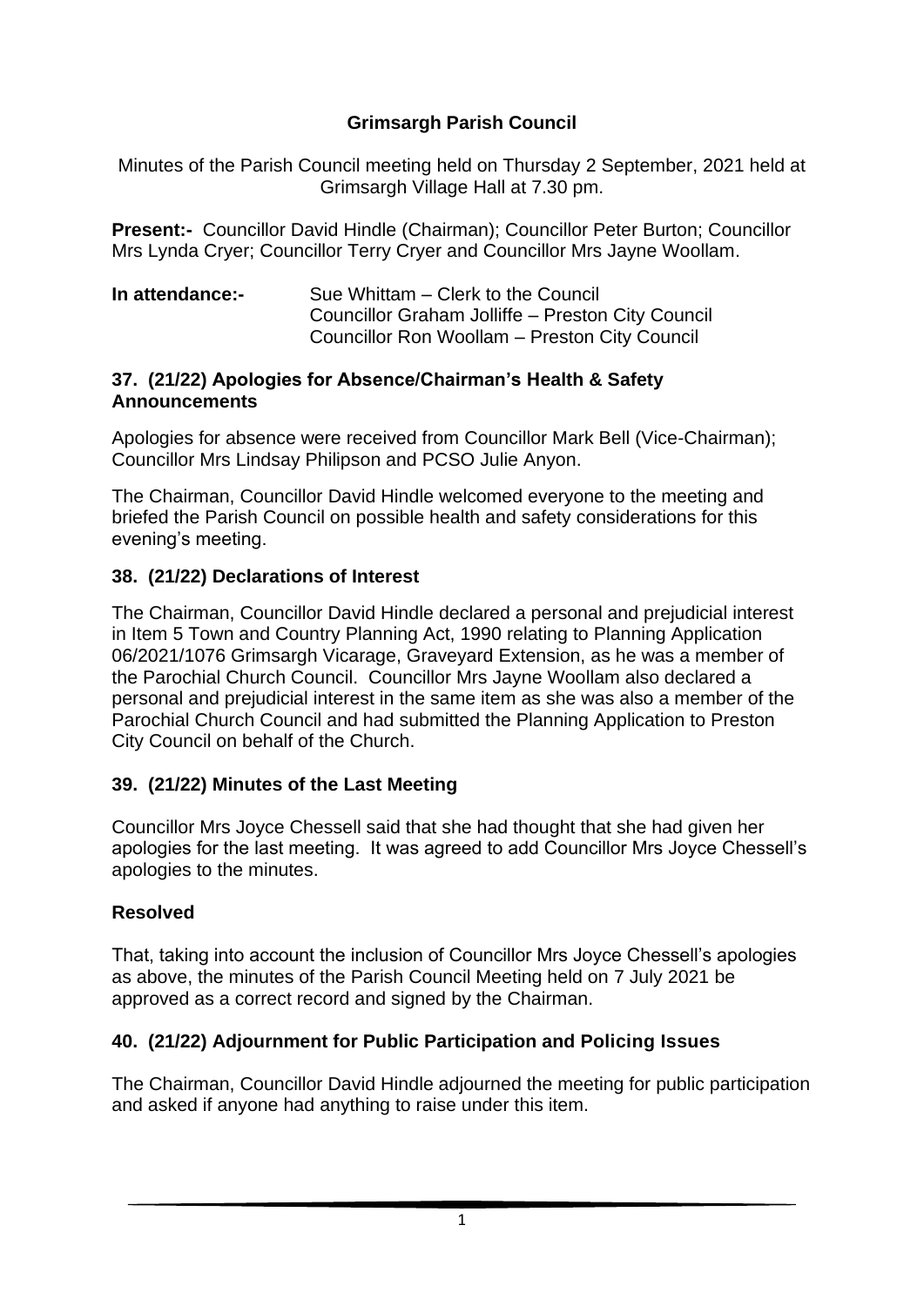# Grimsargh Parish Council

Minutes of the Parish Council meeting held on Thursday 2 September, 2021 held at Grimsargh Village Hall at 7.30 pm.

**Present:-** Councillor David Hindle (Chairman); Councillor Peter Burton; Councillor Mrs Lynda Cryer; Councillor Terry Cryer and Councillor Mrs Jayne Woollam.

**In attendance:-** Sue Whittam – Clerk to the Council
Councillor Graham Jolliffe – Preston City Council
Councillor Ron Woollam – Preston City Council

## 37. (21/22) Apologies for Absence/Chairman's Health & Safety Announcements

Apologies for absence were received from Councillor Mark Bell (Vice-Chairman); Councillor Mrs Lindsay Philipson and PCSO Julie Anyon.

The Chairman, Councillor David Hindle welcomed everyone to the meeting and briefed the Parish Council on possible health and safety considerations for this evening's meeting.

## 38. (21/22) Declarations of Interest

The Chairman, Councillor David Hindle declared a personal and prejudicial interest in Item 5 Town and Country Planning Act, 1990 relating to Planning Application 06/2021/1076 Grimsargh Vicarage, Graveyard Extension, as he was a member of the Parochial Church Council. Councillor Mrs Jayne Woollam also declared a personal and prejudicial interest in the same item as she was also a member of the Parochial Church Council and had submitted the Planning Application to Preston City Council on behalf of the Church.

## 39. (21/22) Minutes of the Last Meeting

Councillor Mrs Joyce Chessell said that she had thought that she had given her apologies for the last meeting. It was agreed to add Councillor Mrs Joyce Chessell's apologies to the minutes.

### Resolved

That, taking into account the inclusion of Councillor Mrs Joyce Chessell's apologies as above, the minutes of the Parish Council Meeting held on 7 July 2021 be approved as a correct record and signed by the Chairman.

## 40. (21/22) Adjournment for Public Participation and Policing Issues

The Chairman, Councillor David Hindle adjourned the meeting for public participation and asked if anyone had anything to raise under this item.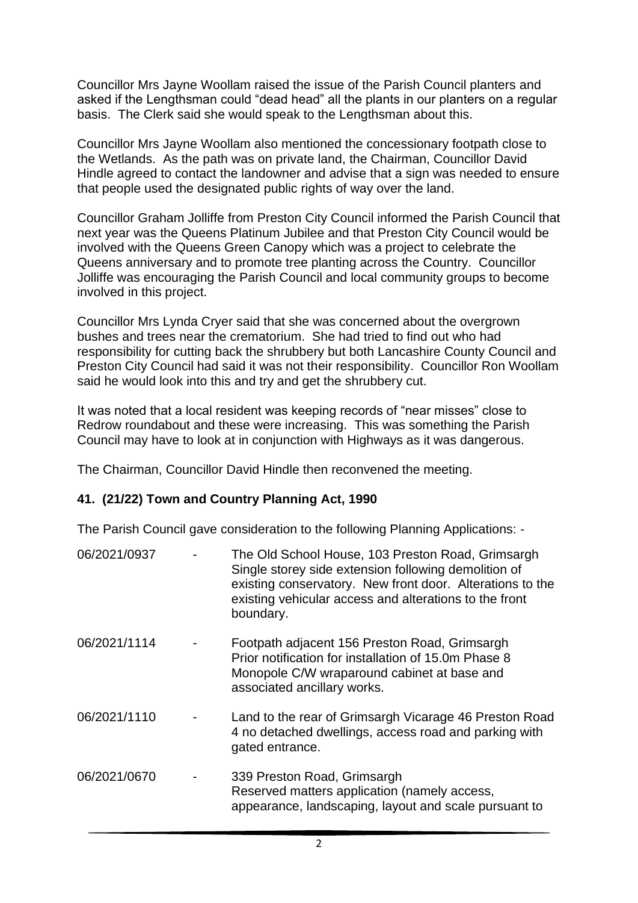Councillor Mrs Jayne Woollam raised the issue of the Parish Council planters and asked if the Lengthsman could "dead head" all the plants in our planters on a regular basis. The Clerk said she would speak to the Lengthsman about this.

Councillor Mrs Jayne Woollam also mentioned the concessionary footpath close to the Wetlands. As the path was on private land, the Chairman, Councillor David Hindle agreed to contact the landowner and advise that a sign was needed to ensure that people used the designated public rights of way over the land.

Councillor Graham Jolliffe from Preston City Council informed the Parish Council that next year was the Queens Platinum Jubilee and that Preston City Council would be involved with the Queens Green Canopy which was a project to celebrate the Queens anniversary and to promote tree planting across the Country. Councillor Jolliffe was encouraging the Parish Council and local community groups to become involved in this project.

Councillor Mrs Lynda Cryer said that she was concerned about the overgrown bushes and trees near the crematorium. She had tried to find out who had responsibility for cutting back the shrubbery but both Lancashire County Council and Preston City Council had said it was not their responsibility. Councillor Ron Woollam said he would look into this and try and get the shrubbery cut.

It was noted that a local resident was keeping records of "near misses" close to Redrow roundabout and these were increasing. This was something the Parish Council may have to look at in conjunction with Highways as it was dangerous.

The Chairman, Councillor David Hindle then reconvened the meeting.

## 41. (21/22) Town and Country Planning Act, 1990

The Parish Council gave consideration to the following Planning Applications: -

06/2021/0937 - The Old School House, 103 Preston Road, Grimsargh
Single storey side extension following demolition of existing conservatory. New front door. Alterations to the existing vehicular access and alterations to the front boundary.

06/2021/1114 - Footpath adjacent 156 Preston Road, Grimsargh
Prior notification for installation of 15.0m Phase 8 Monopole C/W wraparound cabinet at base and associated ancillary works.

06/2021/1110 - Land to the rear of Grimsargh Vicarage 46 Preston Road
4 no detached dwellings, access road and parking with gated entrance.

06/2021/0670 - 339 Preston Road, Grimsargh
Reserved matters application (namely access, appearance, landscaping, layout and scale pursuant to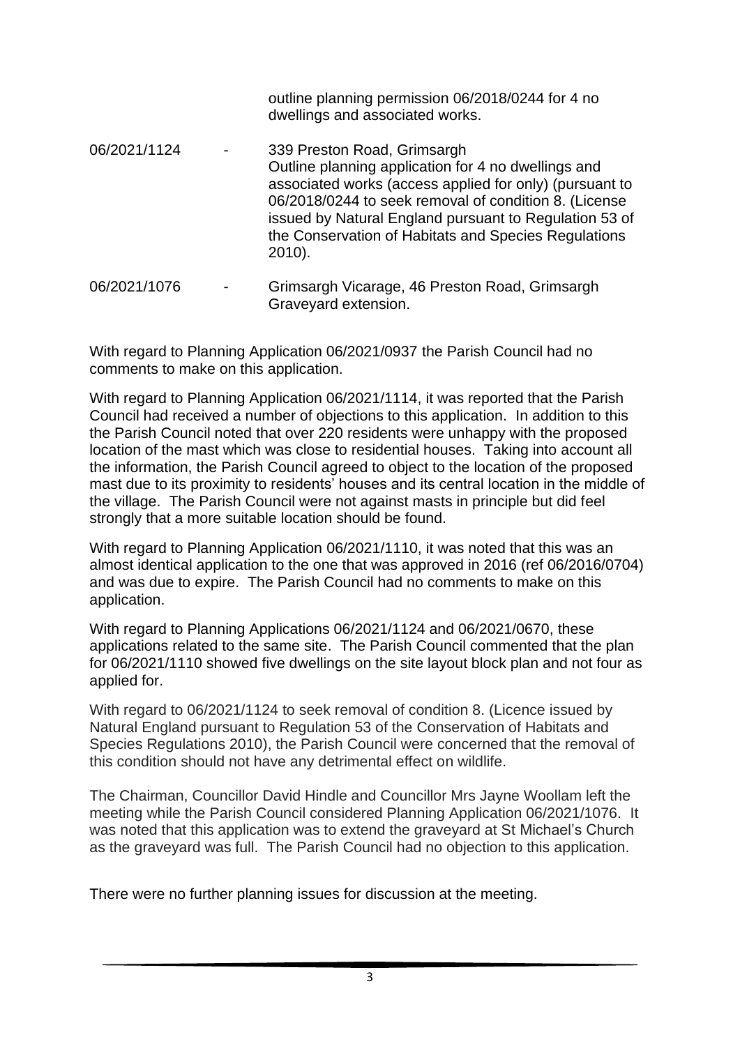outline planning permission 06/2018/0244 for 4 no dwellings and associated works.

| | | |
|---|---|---|
| 06/2021/1124 | - | 339 Preston Road, Grimsargh<br>Outline planning application for 4 no dwellings and associated works (access applied for only) (pursuant to 06/2018/0244 to seek removal of condition 8. (License issued by Natural England pursuant to Regulation 53 of the Conservation of Habitats and Species Regulations 2010). |
| 06/2021/1076 | - | Grimsargh Vicarage, 46 Preston Road, Grimsargh<br>Graveyard extension. |

With regard to Planning Application 06/2021/0937 the Parish Council had no comments to make on this application.

With regard to Planning Application 06/2021/1114, it was reported that the Parish Council had received a number of objections to this application. In addition to this the Parish Council noted that over 220 residents were unhappy with the proposed location of the mast which was close to residential houses. Taking into account all the information, the Parish Council agreed to object to the location of the proposed mast due to its proximity to residents' houses and its central location in the middle of the village. The Parish Council were not against masts in principle but did feel strongly that a more suitable location should be found.

With regard to Planning Application 06/2021/1110, it was noted that this was an almost identical application to the one that was approved in 2016 (ref 06/2016/0704) and was due to expire. The Parish Council had no comments to make on this application.

With regard to Planning Applications 06/2021/1124 and 06/2021/0670, these applications related to the same site. The Parish Council commented that the plan for 06/2021/1110 showed five dwellings on the site layout block plan and not four as applied for.

With regard to 06/2021/1124 to seek removal of condition 8. (Licence issued by Natural England pursuant to Regulation 53 of the Conservation of Habitats and Species Regulations 2010), the Parish Council were concerned that the removal of this condition should not have any detrimental effect on wildlife.

The Chairman, Councillor David Hindle and Councillor Mrs Jayne Woollam left the meeting while the Parish Council considered Planning Application 06/2021/1076. It was noted that this application was to extend the graveyard at St Michael's Church as the graveyard was full. The Parish Council had no objection to this application.

There were no further planning issues for discussion at the meeting.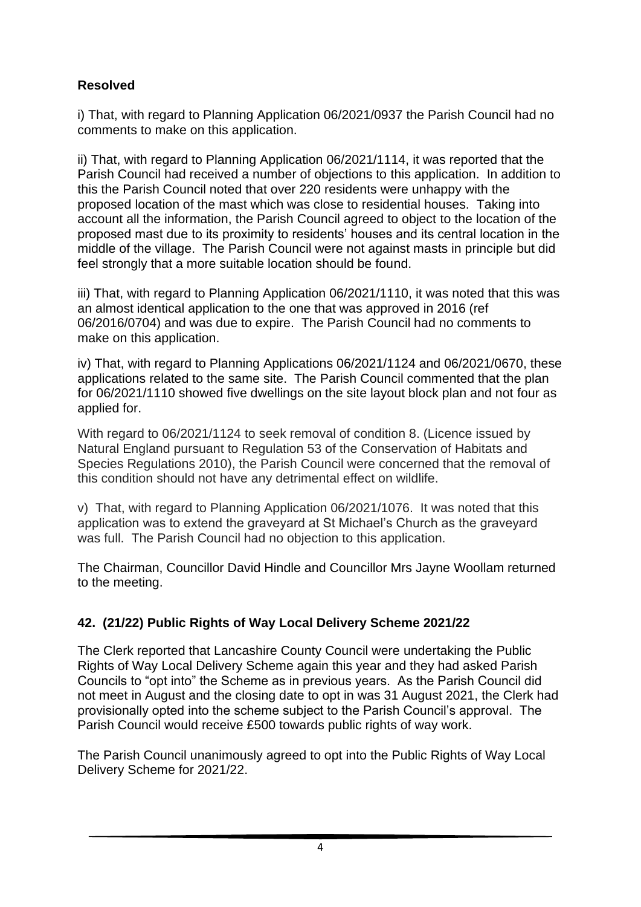**Resolved**

i) That, with regard to Planning Application 06/2021/0937 the Parish Council had no comments to make on this application.

ii) That, with regard to Planning Application 06/2021/1114, it was reported that the Parish Council had received a number of objections to this application. In addition to this the Parish Council noted that over 220 residents were unhappy with the proposed location of the mast which was close to residential houses. Taking into account all the information, the Parish Council agreed to object to the location of the proposed mast due to its proximity to residents' houses and its central location in the middle of the village. The Parish Council were not against masts in principle but did feel strongly that a more suitable location should be found.

iii) That, with regard to Planning Application 06/2021/1110, it was noted that this was an almost identical application to the one that was approved in 2016 (ref 06/2016/0704) and was due to expire. The Parish Council had no comments to make on this application.

iv) That, with regard to Planning Applications 06/2021/1124 and 06/2021/0670, these applications related to the same site. The Parish Council commented that the plan for 06/2021/1110 showed five dwellings on the site layout block plan and not four as applied for.

With regard to 06/2021/1124 to seek removal of condition 8. (Licence issued by Natural England pursuant to Regulation 53 of the Conservation of Habitats and Species Regulations 2010), the Parish Council were concerned that the removal of this condition should not have any detrimental effect on wildlife.

v) That, with regard to Planning Application 06/2021/1076. It was noted that this application was to extend the graveyard at St Michael's Church as the graveyard was full. The Parish Council had no objection to this application.

The Chairman, Councillor David Hindle and Councillor Mrs Jayne Woollam returned to the meeting.

## 42. (21/22) Public Rights of Way Local Delivery Scheme 2021/22

The Clerk reported that Lancashire County Council were undertaking the Public Rights of Way Local Delivery Scheme again this year and they had asked Parish Councils to "opt into" the Scheme as in previous years. As the Parish Council did not meet in August and the closing date to opt in was 31 August 2021, the Clerk had provisionally opted into the scheme subject to the Parish Council's approval. The Parish Council would receive £500 towards public rights of way work.

The Parish Council unanimously agreed to opt into the Public Rights of Way Local Delivery Scheme for 2021/22.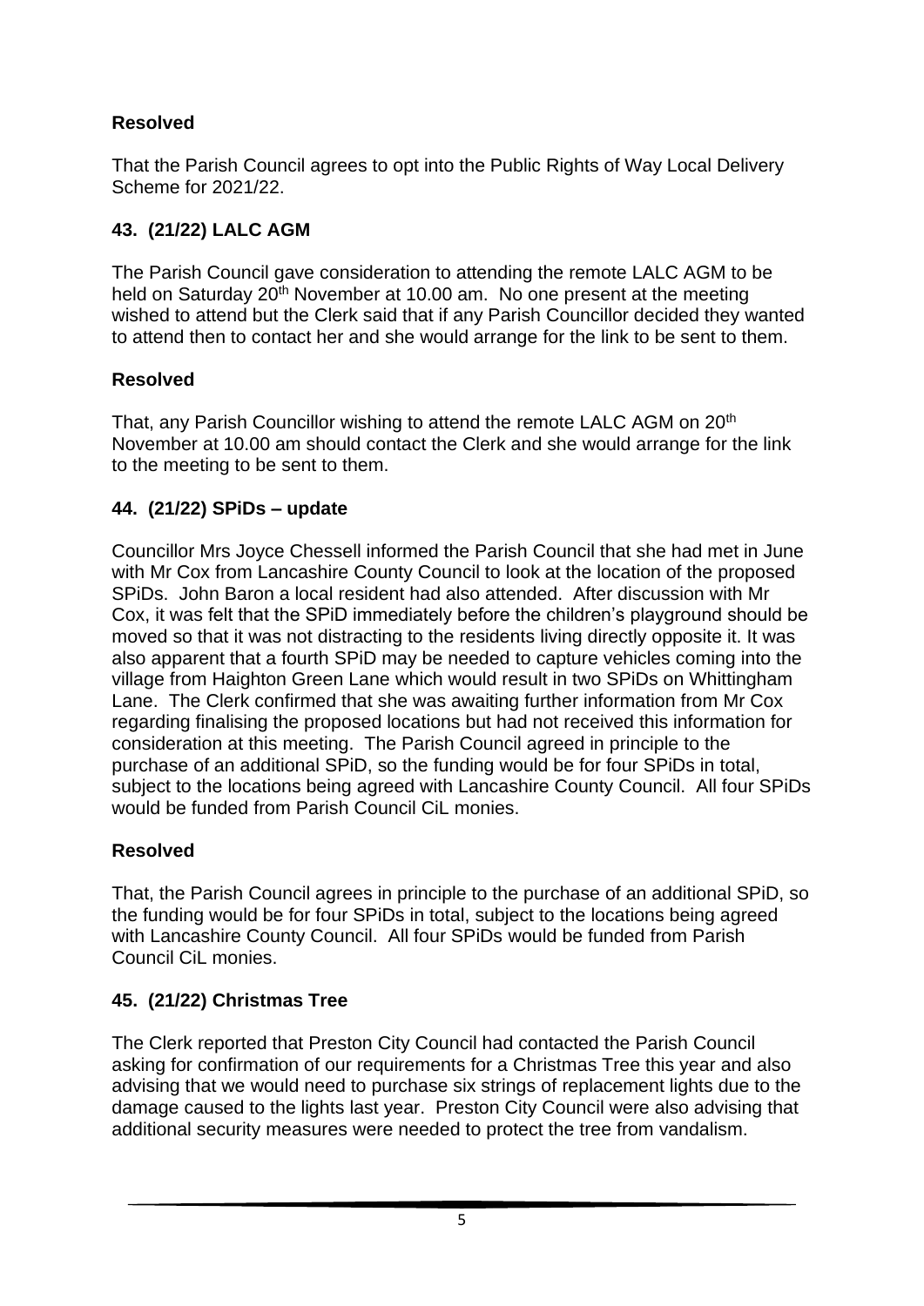**Resolved**

That the Parish Council agrees to opt into the Public Rights of Way Local Delivery Scheme for 2021/22.

## 43. (21/22) LALC AGM

The Parish Council gave consideration to attending the remote LALC AGM to be held on Saturday 20th November at 10.00 am. No one present at the meeting wished to attend but the Clerk said that if any Parish Councillor decided they wanted to attend then to contact her and she would arrange for the link to be sent to them.

**Resolved**

That, any Parish Councillor wishing to attend the remote LALC AGM on 20th November at 10.00 am should contact the Clerk and she would arrange for the link to the meeting to be sent to them.

## 44. (21/22) SPiDs – update

Councillor Mrs Joyce Chessell informed the Parish Council that she had met in June with Mr Cox from Lancashire County Council to look at the location of the proposed SPiDs. John Baron a local resident had also attended. After discussion with Mr Cox, it was felt that the SPiD immediately before the children's playground should be moved so that it was not distracting to the residents living directly opposite it. It was also apparent that a fourth SPiD may be needed to capture vehicles coming into the village from Haighton Green Lane which would result in two SPiDs on Whittingham Lane. The Clerk confirmed that she was awaiting further information from Mr Cox regarding finalising the proposed locations but had not received this information for consideration at this meeting. The Parish Council agreed in principle to the purchase of an additional SPiD, so the funding would be for four SPiDs in total, subject to the locations being agreed with Lancashire County Council. All four SPiDs would be funded from Parish Council CiL monies.

**Resolved**

That, the Parish Council agrees in principle to the purchase of an additional SPiD, so the funding would be for four SPiDs in total, subject to the locations being agreed with Lancashire County Council. All four SPiDs would be funded from Parish Council CiL monies.

## 45. (21/22) Christmas Tree

The Clerk reported that Preston City Council had contacted the Parish Council asking for confirmation of our requirements for a Christmas Tree this year and also advising that we would need to purchase six strings of replacement lights due to the damage caused to the lights last year. Preston City Council were also advising that additional security measures were needed to protect the tree from vandalism.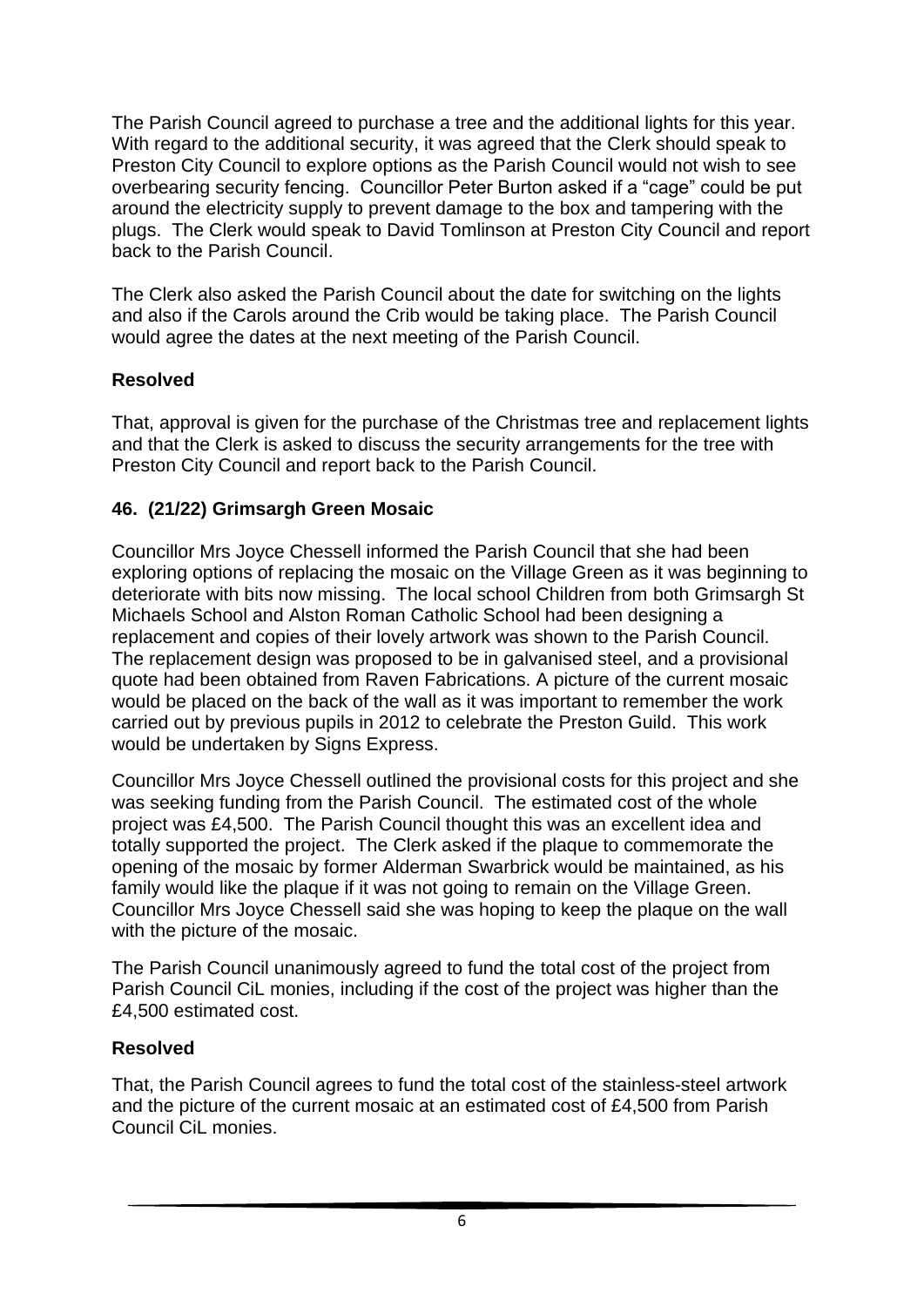The Parish Council agreed to purchase a tree and the additional lights for this year. With regard to the additional security, it was agreed that the Clerk should speak to Preston City Council to explore options as the Parish Council would not wish to see overbearing security fencing. Councillor Peter Burton asked if a "cage" could be put around the electricity supply to prevent damage to the box and tampering with the plugs. The Clerk would speak to David Tomlinson at Preston City Council and report back to the Parish Council.

The Clerk also asked the Parish Council about the date for switching on the lights and also if the Carols around the Crib would be taking place. The Parish Council would agree the dates at the next meeting of the Parish Council.

**Resolved**

That, approval is given for the purchase of the Christmas tree and replacement lights and that the Clerk is asked to discuss the security arrangements for the tree with Preston City Council and report back to the Parish Council.

**46. (21/22) Grimsargh Green Mosaic**

Councillor Mrs Joyce Chessell informed the Parish Council that she had been exploring options of replacing the mosaic on the Village Green as it was beginning to deteriorate with bits now missing. The local school Children from both Grimsargh St Michaels School and Alston Roman Catholic School had been designing a replacement and copies of their lovely artwork was shown to the Parish Council. The replacement design was proposed to be in galvanised steel, and a provisional quote had been obtained from Raven Fabrications. A picture of the current mosaic would be placed on the back of the wall as it was important to remember the work carried out by previous pupils in 2012 to celebrate the Preston Guild. This work would be undertaken by Signs Express.

Councillor Mrs Joyce Chessell outlined the provisional costs for this project and she was seeking funding from the Parish Council. The estimated cost of the whole project was £4,500. The Parish Council thought this was an excellent idea and totally supported the project. The Clerk asked if the plaque to commemorate the opening of the mosaic by former Alderman Swarbrick would be maintained, as his family would like the plaque if it was not going to remain on the Village Green. Councillor Mrs Joyce Chessell said she was hoping to keep the plaque on the wall with the picture of the mosaic.

The Parish Council unanimously agreed to fund the total cost of the project from Parish Council CiL monies, including if the cost of the project was higher than the £4,500 estimated cost.

**Resolved**

That, the Parish Council agrees to fund the total cost of the stainless-steel artwork and the picture of the current mosaic at an estimated cost of £4,500 from Parish Council CiL monies.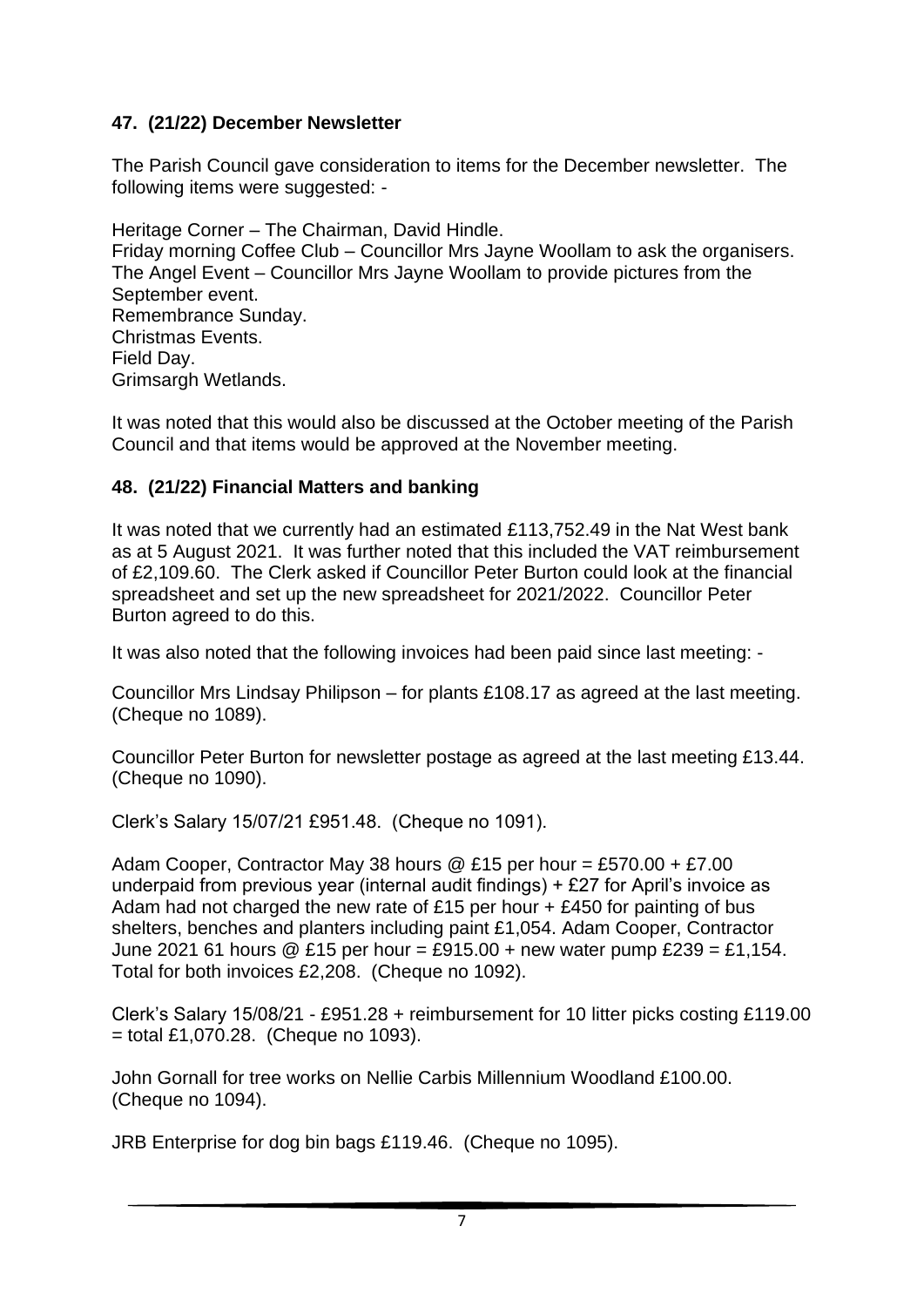## 47. (21/22) December Newsletter

The Parish Council gave consideration to items for the December newsletter. The following items were suggested: -

Heritage Corner – The Chairman, David Hindle.
Friday morning Coffee Club – Councillor Mrs Jayne Woollam to ask the organisers.
The Angel Event – Councillor Mrs Jayne Woollam to provide pictures from the September event.
Remembrance Sunday.
Christmas Events.
Field Day.
Grimsargh Wetlands.

It was noted that this would also be discussed at the October meeting of the Parish Council and that items would be approved at the November meeting.

## 48. (21/22) Financial Matters and banking

It was noted that we currently had an estimated £113,752.49 in the Nat West bank as at 5 August 2021. It was further noted that this included the VAT reimbursement of £2,109.60. The Clerk asked if Councillor Peter Burton could look at the financial spreadsheet and set up the new spreadsheet for 2021/2022. Councillor Peter Burton agreed to do this.

It was also noted that the following invoices had been paid since last meeting: -

Councillor Mrs Lindsay Philipson – for plants £108.17 as agreed at the last meeting. (Cheque no 1089).

Councillor Peter Burton for newsletter postage as agreed at the last meeting £13.44. (Cheque no 1090).

Clerk's Salary 15/07/21 £951.48. (Cheque no 1091).

Adam Cooper, Contractor May 38 hours @ £15 per hour = £570.00 + £7.00 underpaid from previous year (internal audit findings) + £27 for April's invoice as Adam had not charged the new rate of £15 per hour + £450 for painting of bus shelters, benches and planters including paint £1,054. Adam Cooper, Contractor June 2021 61 hours @ £15 per hour = £915.00 + new water pump £239 = £1,154. Total for both invoices £2,208. (Cheque no 1092).

Clerk's Salary 15/08/21 - £951.28 + reimbursement for 10 litter picks costing £119.00 = total £1,070.28. (Cheque no 1093).

John Gornall for tree works on Nellie Carbis Millennium Woodland £100.00. (Cheque no 1094).

JRB Enterprise for dog bin bags £119.46. (Cheque no 1095).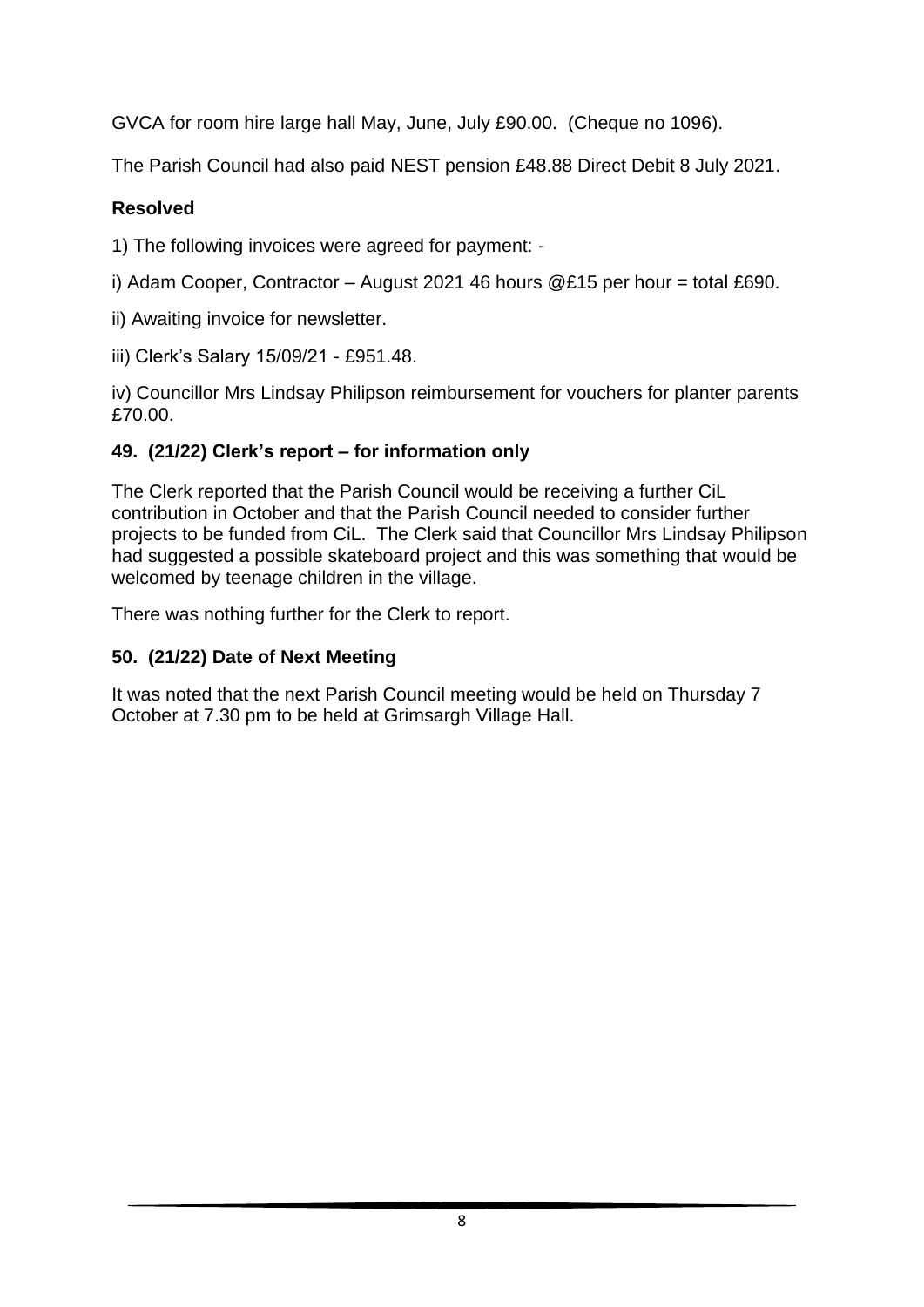GVCA for room hire large hall May, June, July £90.00. (Cheque no 1096).

The Parish Council had also paid NEST pension £48.88 Direct Debit 8 July 2021.

**Resolved**

1) The following invoices were agreed for payment: -

i) Adam Cooper, Contractor – August 2021 46 hours @£15 per hour = total £690.

ii) Awaiting invoice for newsletter.

iii) Clerk's Salary 15/09/21 - £951.48.

iv) Councillor Mrs Lindsay Philipson reimbursement for vouchers for planter parents £70.00.

### 49. (21/22) Clerk's report – for information only

The Clerk reported that the Parish Council would be receiving a further CiL contribution in October and that the Parish Council needed to consider further projects to be funded from CiL. The Clerk said that Councillor Mrs Lindsay Philipson had suggested a possible skateboard project and this was something that would be welcomed by teenage children in the village.

There was nothing further for the Clerk to report.

### 50. (21/22) Date of Next Meeting

It was noted that the next Parish Council meeting would be held on Thursday 7 October at 7.30 pm to be held at Grimsargh Village Hall.